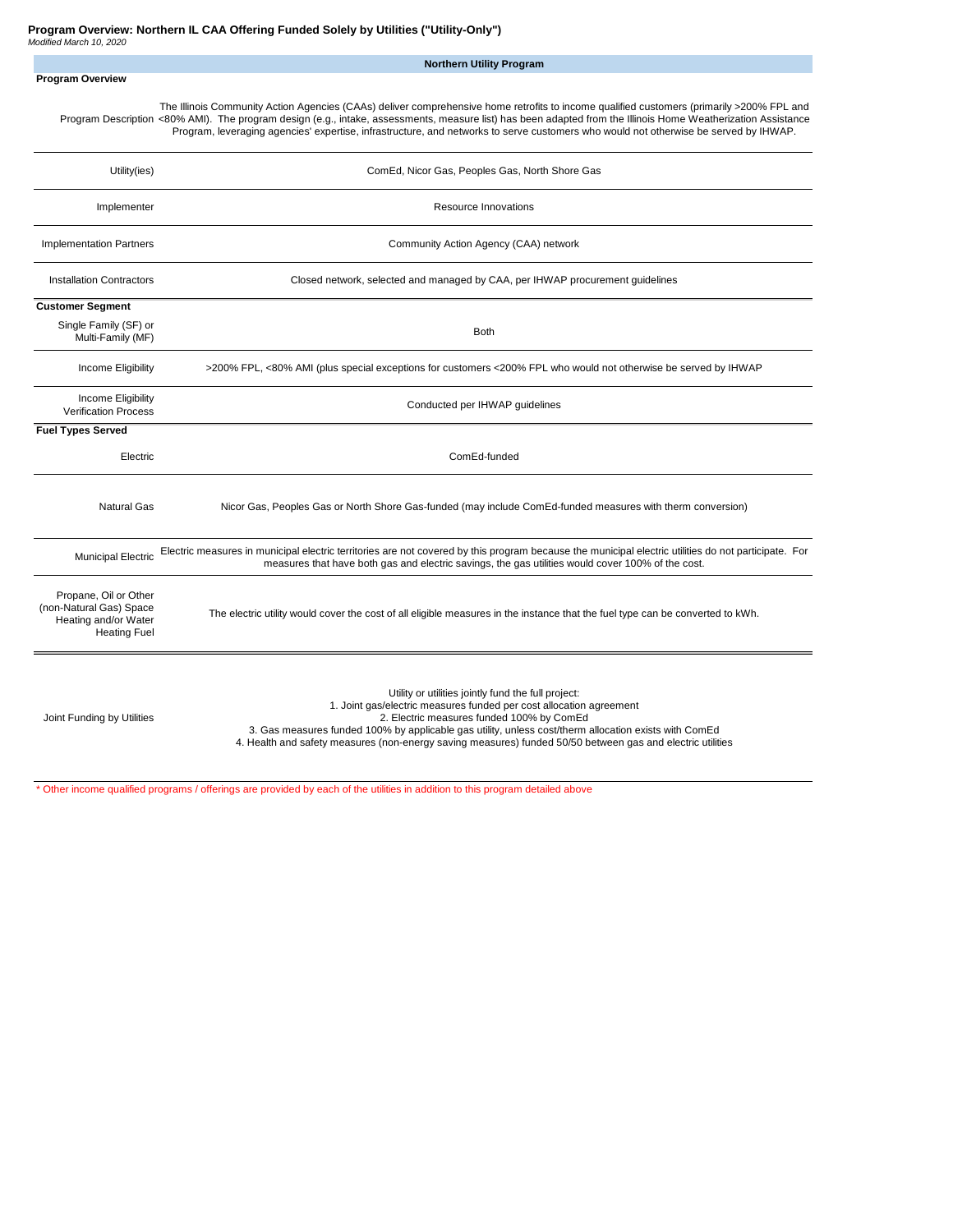# Program Overview: Northern IL CAA Offering Funded Solely by Utilities ("Utility-Only")

*Modified March 10, 2020*

| | Northern Utility Program |
|---|---|
| **Program Overview** | |
| Program Description | The Illinois Community Action Agencies (CAAs) deliver comprehensive home retrofits to income qualified customers (primarily >200% FPL and <80% AMI). The program design (e.g., intake, assessments, measure list) has been adapted from the Illinois Home Weatherization Assistance Program, leveraging agencies' expertise, infrastructure, and networks to serve customers who would not otherwise be served by IHWAP. |
| Utility(ies) | ComEd, Nicor Gas, Peoples Gas, North Shore Gas |
| Implementer | Resource Innovations |
| Implementation Partners | Community Action Agency (CAA) network |
| Installation Contractors | Closed network, selected and managed by CAA, per IHWAP procurement guidelines |
| **Customer Segment** | |
| Single Family (SF) or Multi-Family (MF) | Both |
| Income Eligibility | >200% FPL, <80% AMI (plus special exceptions for customers <200% FPL who would not otherwise be served by IHWAP |
| Income Eligibility Verification Process | Conducted per IHWAP guidelines |
| **Fuel Types Served** | |
| Electric | ComEd-funded |
| Natural Gas | Nicor Gas, Peoples Gas or North Shore Gas-funded (may include ComEd-funded measures with therm conversion) |
| Municipal Electric | Electric measures in municipal electric territories are not covered by this program because the municipal electric utilities do not participate. For measures that have both gas and electric savings, the gas utilities would cover 100% of the cost. |
| Propane, Oil or Other (non-Natural Gas) Space Heating and/or Water Heating Fuel | The electric utility would cover the cost of all eligible measures in the instance that the fuel type can be converted to kWh. |
| Joint Funding by Utilities | Utility or utilities jointly fund the full project:<br>1. Joint gas/electric measures funded per cost allocation agreement<br>2. Electric measures funded 100% by ComEd<br>3. Gas measures funded 100% by applicable gas utility, unless cost/therm allocation exists with ComEd<br>4. Health and safety measures (non-energy saving measures) funded 50/50 between gas and electric utilities |

\* Other income qualified programs / offerings are provided by each of the utilities in addition to this program detailed above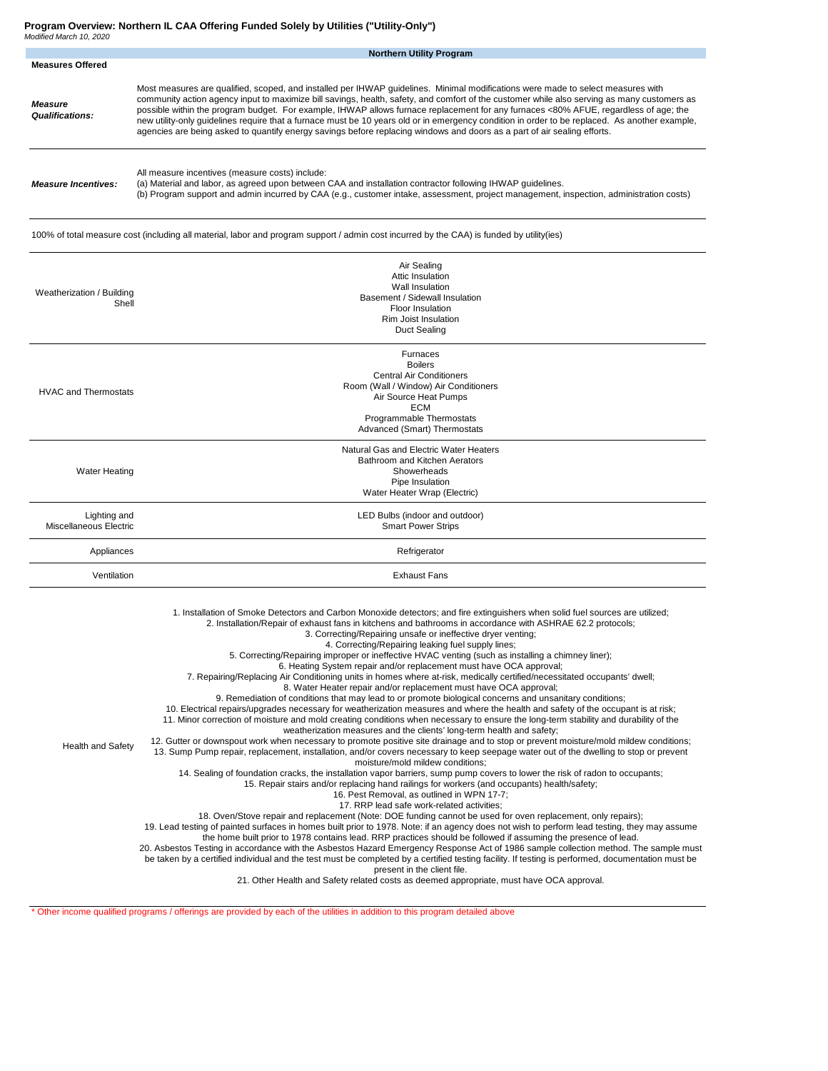**Program Overview: Northern IL CAA Offering Funded Solely by Utilities ("Utility-Only")**

*Modified March 10, 2020*

| | Northern Utility Program |
|---|---|
| **Measures Offered** | |
| ***Measure Qualifications:*** | Most measures are qualified, scoped, and installed per IHWAP guidelines. Minimal modifications were made to select measures with community action agency input to maximize bill savings, health, safety, and comfort of the customer while also serving as many customers as possible within the program budget. For example, IHWAP allows furnace replacement for any furnaces <80% AFUE, regardless of age; the new utility-only guidelines require that a furnace must be 10 years old or in emergency condition in order to be replaced. As another example, agencies are being asked to quantify energy savings before replacing windows and doors as a part of air sealing efforts. |
| ***Measure Incentives:*** | All measure incentives (measure costs) include:<br>(a) Material and labor, as agreed upon between CAA and installation contractor following IHWAP guidelines.<br>(b) Program support and admin incurred by CAA (e.g., customer intake, assessment, project management, inspection, administration costs) |
| 100% of total measure cost (including all material, labor and program support / admin cost incurred by the CAA) is funded by utility(ies) | |
| Weatherization / Building Shell | Air Sealing<br>Attic Insulation<br>Wall Insulation<br>Basement / Sidewall Insulation<br>Floor Insulation<br>Rim Joist Insulation<br>Duct Sealing |
| HVAC and Thermostats | Furnaces<br>Boilers<br>Central Air Conditioners<br>Room (Wall / Window) Air Conditioners<br>Air Source Heat Pumps<br>ECM<br>Programmable Thermostats<br>Advanced (Smart) Thermostats |
| Water Heating | Natural Gas and Electric Water Heaters<br>Bathroom and Kitchen Aerators<br>Showerheads<br>Pipe Insulation<br>Water Heater Wrap (Electric) |
| Lighting and Miscellaneous Electric | LED Bulbs (indoor and outdoor)<br>Smart Power Strips |
| Appliances | Refrigerator |
| Ventilation | Exhaust Fans |
| Health and Safety | 1. Installation of Smoke Detectors and Carbon Monoxide detectors; and fire extinguishers when solid fuel sources are utilized;<br>2. Installation/Repair of exhaust fans in kitchens and bathrooms in accordance with ASHRAE 62.2 protocols;<br>3. Correcting/Repairing unsafe or ineffective dryer venting;<br>4. Correcting/Repairing leaking fuel supply lines;<br>5. Correcting/Repairing improper or ineffective HVAC venting (such as installing a chimney liner);<br>6. Heating System repair and/or replacement must have OCA approval;<br>7. Repairing/Replacing Air Conditioning units in homes where at-risk, medically certified/necessitated occupants' dwell;<br>8. Water Heater repair and/or replacement must have OCA approval;<br>9. Remediation of conditions that may lead to or promote biological concerns and unsanitary conditions;<br>10. Electrical repairs/upgrades necessary for weatherization measures and where the health and safety of the occupant is at risk;<br>11. Minor correction of moisture and mold creating conditions when necessary to ensure the long-term stability and durability of the weatherization measures and the clients' long-term health and safety;<br>12. Gutter or downspout work when necessary to promote positive site drainage and to stop or prevent moisture/mold mildew conditions;<br>13. Sump Pump repair, replacement, installation, and/or covers necessary to keep seepage water out of the dwelling to stop or prevent moisture/mold mildew conditions;<br>14. Sealing of foundation cracks, the installation vapor barriers, sump pump covers to lower the risk of radon to occupants;<br>15. Repair stairs and/or replacing hand railings for workers (and occupants) health/safety;<br>16. Pest Removal, as outlined in WPN 17-7;<br>17. RRP lead safe work-related activities;<br>18. Oven/Stove repair and replacement (Note: DOE funding cannot be used for oven replacement, only repairs);<br>19. Lead testing of painted surfaces in homes built prior to 1978. Note: if an agency does not wish to perform lead testing, they may assume the home built prior to 1978 contains lead. RRP practices should be followed if assuming the presence of lead.<br>20. Asbestos Testing in accordance with the Asbestos Hazard Emergency Response Act of 1986 sample collection method. The sample must be taken by a certified individual and the test must be completed by a certified testing facility. If testing is performed, documentation must be present in the client file.<br>21. Other Health and Safety related costs as deemed appropriate, must have OCA approval. |

\* Other income qualified programs / offerings are provided by each of the utilities in addition to this program detailed above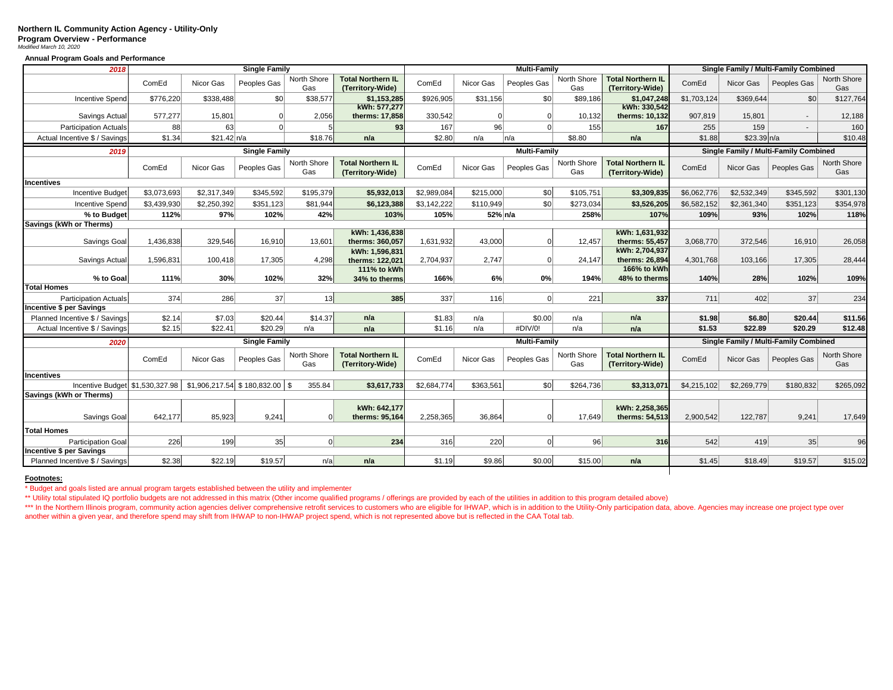**Northern IL Community Action Agency - Utility-Only**
**Program Overview - Performance**
*Modified March 10, 2020*

**Annual Program Goals and Performance**

| 2018 | Single Family | | | | | Multi-Family | | | | | Single Family / Multi-Family Combined | | | |
|---|---|---|---|---|---|---|---|---|---|---|---|---|---|---|
| | ComEd | Nicor Gas | Peoples Gas | North Shore Gas | Total Northern IL (Territory-Wide) | ComEd | Nicor Gas | Peoples Gas | North Shore Gas | Total Northern IL (Territory-Wide) | ComEd | Nicor Gas | Peoples Gas | North Shore Gas |
| Incentive Spend | $776,220 | $338,488 | $0 | $38,577 | $1,153,285 | $926,905 | $31,156 | $0 | $89,186 | $1,047,248 | $1,703,124 | $369,644 | $0 | $127,764 |
| Savings Actual | 577,277 | 15,801 | 0 | 2,056 | kWh: 577,277 therms: 17,858 | 330,542 | 0 | 0 | 10,132 | kWh: 330,542 therms: 10,132 | 907,819 | 15,801 | - | 12,188 |
| Participation Actuals | 88 | 63 | 0 | 5 | 93 | 167 | 96 | 0 | 155 | 167 | 255 | 159 | - | 160 |
| Actual Incentive $ / Savings | $1.34 | $21.42 | n/a | $18.76 | n/a | $2.80 | n/a | n/a | $8.80 | n/a | $1.88 | $23.39 | n/a | $10.48 |

| 2019 | Single Family | | | | | Multi-Family | | | | | Single Family / Multi-Family Combined | | | |
|---|---|---|---|---|---|---|---|---|---|---|---|---|---|---|
| | ComEd | Nicor Gas | Peoples Gas | North Shore Gas | Total Northern IL (Territory-Wide) | ComEd | Nicor Gas | Peoples Gas | North Shore Gas | Total Northern IL (Territory-Wide) | ComEd | Nicor Gas | Peoples Gas | North Shore Gas |
| **Incentives** | | | | | | | | | | | | | | |
| Incentive Budget | $3,073,693 | $2,317,349 | $345,592 | $195,379 | $5,932,013 | $2,989,084 | $215,000 | $0 | $105,751 | $3,309,835 | $6,062,776 | $2,532,349 | $345,592 | $301,130 |
| Incentive Spend | $3,439,930 | $2,250,392 | $351,123 | $81,944 | $6,123,388 | $3,142,222 | $110,949 | $0 | $273,034 | $3,526,205 | $6,582,152 | $2,361,340 | $351,123 | $354,978 |
| **% to Budget** | **112%** | **97%** | **102%** | **42%** | **103%** | **105%** | **52%** | **n/a** | **258%** | **107%** | **109%** | **93%** | **102%** | **118%** |
| **Savings (kWh or Therms)** | | | | | | | | | | | | | | |
| Savings Goal | 1,436,838 | 329,546 | 16,910 | 13,601 | kWh: 1,436,838 therms: 360,057 | 1,631,932 | 43,000 | 0 | 12,457 | kWh: 1,631,932 therms: 55,457 | 3,068,770 | 372,546 | 16,910 | 26,058 |
| Savings Actual | 1,596,831 | 100,418 | 17,305 | 4,298 | kWh: 1,596,831 therms: 122,021 | 2,704,937 | 2,747 | 0 | 24,147 | kWh: 2,704,937 therms: 26,894 | 4,301,768 | 103,166 | 17,305 | 28,444 |
| **% to Goal** | **111%** | **30%** | **102%** | **32%** | **111% to kWh 34% to therms** | **166%** | **6%** | **0%** | **194%** | **166% to kWh 48% to therms** | **140%** | **28%** | **102%** | **109%** |
| **Total Homes** | | | | | | | | | | | | | | |
| Participation Actuals | 374 | 286 | 37 | 13 | 385 | 337 | 116 | 0 | 221 | 337 | 711 | 402 | 37 | 234 |
| **Incentive $ per Savings** | | | | | | | | | | | | | | |
| Planned Incentive $ / Savings | $2.14 | $7.03 | $20.44 | $14.37 | n/a | $1.83 | n/a | $0.00 | n/a | n/a | **$1.98** | **$6.80** | **$20.44** | **$11.56** |
| Actual Incentive $ / Savings | $2.15 | $22.41 | $20.29 | n/a | n/a | $1.16 | n/a | #DIV/0! | n/a | n/a | **$1.53** | **$22.89** | **$20.29** | **$12.48** |

| 2020 | Single Family | | | | | Multi-Family | | | | | Single Family / Multi-Family Combined | | | |
|---|---|---|---|---|---|---|---|---|---|---|---|---|---|---|
| | ComEd | Nicor Gas | Peoples Gas | North Shore Gas | Total Northern IL (Territory-Wide) | ComEd | Nicor Gas | Peoples Gas | North Shore Gas | Total Northern IL (Territory-Wide) | ComEd | Nicor Gas | Peoples Gas | North Shore Gas |
| **Incentives** | | | | | | | | | | | | | | |
| Incentive Budget | $1,530,327.98 | $1,906,217.54 | $180,832.00 | $ 355.84 | $3,617,733 | $2,684,774 | $363,561 | $0 | $264,736 | $3,313,071 | $4,215,102 | $2,269,779 | $180,832 | $265,092 |
| **Savings (kWh or Therms)** | | | | | | | | | | | | | | |
| Savings Goal | 642,177 | 85,923 | 9,241 | 0 | kWh: 642,177 therms: 95,164 | 2,258,365 | 36,864 | 0 | 17,649 | kWh: 2,258,365 therms: 54,513 | 2,900,542 | 122,787 | 9,241 | 17,649 |
| **Total Homes** | | | | | | | | | | | | | | |
| Participation Goal | 226 | 199 | 35 | 0 | 234 | 316 | 220 | 0 | 96 | 316 | 542 | 419 | 35 | 96 |
| **Incentive $ per Savings** | | | | | | | | | | | | | | |
| Planned Incentive $ / Savings | $2.38 | $22.19 | $19.57 | n/a | n/a | $1.19 | $9.86 | $0.00 | $15.00 | n/a | $1.45 | $18.49 | $19.57 | $15.02 |

**Footnotes:**

* Budget and goals listed are annual program targets established between the utility and implementer

** Utility total stipulated IQ portfolio budgets are not addressed in this matrix (Other income qualified programs / offerings are provided by each of the utilities in addition to this program detailed above)

*** In the Northern Illinois program, community action agencies deliver comprehensive retrofit services to customers who are eligible for IHWAP, which is in addition to the Utility-Only participation data, above. Agencies may increase one project type over another within a given year, and therefore spend may shift from IHWAP to non-IHWAP project spend, which is not represented above but is reflected in the CAA Total tab.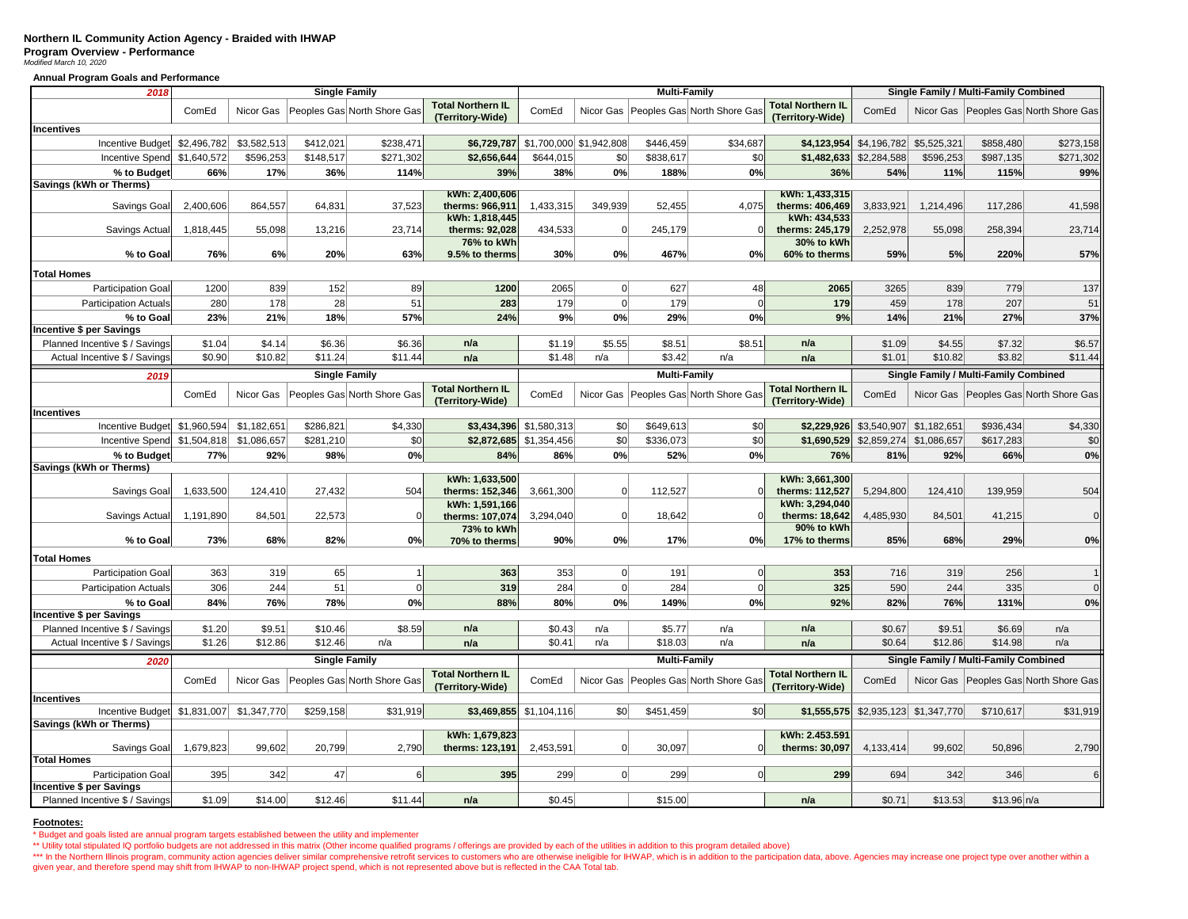**Northern IL Community Action Agency - Braided with IHWAP**

**Program Overview - Performance**

*Modified March 10, 2020*

**Annual Program Goals and Performance**

| 2018 | Single Family | | | | | Multi-Family | | | | | Single Family / Multi-Family Combined | | | |
|---|---|---|---|---|---|---|---|---|---|---|---|---|---|---|
| | ComEd | Nicor Gas | Peoples Gas | North Shore Gas | Total Northern IL (Territory-Wide) | ComEd | Nicor Gas | Peoples Gas | North Shore Gas | Total Northern IL (Territory-Wide) | ComEd | Nicor Gas | Peoples Gas | North Shore Gas |
| **Incentives** | | | | | | | | | | | | | | |
| Incentive Budget | $2,496,782 | $3,582,513 | $412,021 | $238,471 | **$6,729,787** | $1,700,000 | $1,942,808 | $446,459 | $34,687 | **$4,123,954** | $4,196,782 | $5,525,321 | $858,480 | $273,158 |
| Incentive Spend | $1,640,572 | $596,253 | $148,517 | $271,302 | **$2,656,644** | $644,015 | $0 | $838,617 | $0 | **$1,482,633** | $2,284,588 | $596,253 | $987,135 | $271,302 |
| **% to Budget** | **66%** | **17%** | **36%** | **114%** | **39%** | **38%** | **0%** | **188%** | **0%** | **36%** | **54%** | **11%** | **115%** | **99%** |
| **Savings (kWh or Therms)** | | | | | | | | | | | | | | |
| Savings Goal | 2,400,606 | 864,557 | 64,831 | 37,523 | **kWh: 2,400,606 therms: 966,911** | 1,433,315 | 349,939 | 52,455 | 4,075 | **kWh: 1,433,315 therms: 406,469** | 3,833,921 | 1,214,496 | 117,286 | 41,598 |
| Savings Actual | 1,818,445 | 55,098 | 13,216 | 23,714 | **kWh: 1,818,445 therms: 92,028** | 434,533 | 0 | 245,179 | 0 | **kWh: 434,533 therms: 245,179** | 2,252,978 | 55,098 | 258,394 | 23,714 |
| **% to Goal** | **76%** | **6%** | **20%** | **63%** | **76% to kWh 9.5% to therms** | **30%** | **0%** | **467%** | **0%** | **30% to kWh 60% to therms** | **59%** | **5%** | **220%** | **57%** |
| **Total Homes** | | | | | | | | | | | | | | |
| Participation Goal | 1200 | 839 | 152 | 89 | **1200** | 2065 | 0 | 627 | 48 | **2065** | 3265 | 839 | 779 | 137 |
| Participation Actuals | 280 | 178 | 28 | 51 | **283** | 179 | 0 | 179 | 0 | **179** | 459 | 178 | 207 | 51 |
| **% to Goal** | **23%** | **21%** | **18%** | **57%** | **24%** | **9%** | **0%** | **29%** | **0%** | **9%** | **14%** | **21%** | **27%** | **37%** |
| **Incentive $ per Savings** | | | | | | | | | | | | | | |
| Planned Incentive $ / Savings | $1.04 | $4.14 | $6.36 | $6.36 | **n/a** | $1.19 | $5.55 | $8.51 | $8.51 | **n/a** | $1.09 | $4.55 | $7.32 | $6.57 |
| Actual Incentive $ / Savings | $0.90 | $10.82 | $11.24 | $11.44 | **n/a** | $1.48 | n/a | $3.42 | n/a | **n/a** | $1.01 | $10.82 | $3.82 | $11.44 |

| 2019 | Single Family | | | | | Multi-Family | | | | | Single Family / Multi-Family Combined | | | |
|---|---|---|---|---|---|---|---|---|---|---|---|---|---|---|
| | ComEd | Nicor Gas | Peoples Gas | North Shore Gas | Total Northern IL (Territory-Wide) | ComEd | Nicor Gas | Peoples Gas | North Shore Gas | Total Northern IL (Territory-Wide) | ComEd | Nicor Gas | Peoples Gas | North Shore Gas |
| **Incentives** | | | | | | | | | | | | | | |
| Incentive Budget | $1,960,594 | $1,182,651 | $286,821 | $4,330 | **$3,434,396** | $1,580,313 | $0 | $649,613 | $0 | **$2,229,926** | $3,540,907 | $1,182,651 | $936,434 | $4,330 |
| Incentive Spend | $1,504,818 | $1,086,657 | $281,210 | $0 | **$2,872,685** | $1,354,456 | $0 | $336,073 | $0 | **$1,690,529** | $2,859,274 | $1,086,657 | $617,283 | $0 |
| **% to Budget** | **77%** | **92%** | **98%** | **0%** | **84%** | **86%** | **0%** | **52%** | **0%** | **76%** | **81%** | **92%** | **66%** | **0%** |
| **Savings (kWh or Therms)** | | | | | | | | | | | | | | |
| Savings Goal | 1,633,500 | 124,410 | 27,432 | 504 | **kWh: 1,633,500 therms: 152,346** | 3,661,300 | 0 | 112,527 | 0 | **kWh: 3,661,300 therms: 112,527** | 5,294,800 | 124,410 | 139,959 | 504 |
| Savings Actual | 1,191,890 | 84,501 | 22,573 | 0 | **kWh: 1,591,166 therms: 107,074** | 3,294,040 | 0 | 18,642 | 0 | **kWh: 3,294,040 therms: 18,642** | 4,485,930 | 84,501 | 41,215 | 0 |
| **% to Goal** | **73%** | **68%** | **82%** | **0%** | **73% to kWh 70% to therms** | **90%** | **0%** | **17%** | **0%** | **90% to kWh 17% to therms** | **85%** | **68%** | **29%** | **0%** |
| **Total Homes** | | | | | | | | | | | | | | |
| Participation Goal | 363 | 319 | 65 | 1 | **363** | 353 | 0 | 191 | 0 | **353** | 716 | 319 | 256 | 1 |
| Participation Actuals | 306 | 244 | 51 | 0 | **319** | 284 | 0 | 284 | 0 | **325** | 590 | 244 | 335 | 0 |
| **% to Goal** | **84%** | **76%** | **78%** | **0%** | **88%** | **80%** | **0%** | **149%** | **0%** | **92%** | **82%** | **76%** | **131%** | **0%** |
| **Incentive $ per Savings** | | | | | | | | | | | | | | |
| Planned Incentive $ / Savings | $1.20 | $9.51 | $10.46 | $8.59 | **n/a** | $0.43 | n/a | $5.77 | n/a | **n/a** | $0.67 | $9.51 | $6.69 | n/a |
| Actual Incentive $ / Savings | $1.26 | $12.86 | $12.46 | n/a | **n/a** | $0.41 | n/a | $18.03 | n/a | **n/a** | $0.64 | $12.86 | $14.98 | n/a |

| 2020 | Single Family | | | | | Multi-Family | | | | | Single Family / Multi-Family Combined | | | |
|---|---|---|---|---|---|---|---|---|---|---|---|---|---|---|
| | ComEd | Nicor Gas | Peoples Gas | North Shore Gas | Total Northern IL (Territory-Wide) | ComEd | Nicor Gas | Peoples Gas | North Shore Gas | Total Northern IL (Territory-Wide) | ComEd | Nicor Gas | Peoples Gas | North Shore Gas |
| **Incentives** | | | | | | | | | | | | | | |
| Incentive Budget | $1,831,007 | $1,347,770 | $259,158 | $31,919 | **$3,469,855** | $1,104,116 | $0 | $451,459 | $0 | **$1,555,575** | $2,935,123 | $1,347,770 | $710,617 | $31,919 |
| **Savings (kWh or Therms)** | | | | | | | | | | | | | | |
| Savings Goal | 1,679,823 | 99,602 | 20,799 | 2,790 | **kWh: 1,679,823 therms: 123,191** | 2,453,591 | 0 | 30,097 | 0 | **kWh: 2.453.591 therms: 30,097** | 4,133,414 | 99,602 | 50,896 | 2,790 |
| **Total Homes** | | | | | | | | | | | | | | |
| Participation Goal | 395 | 342 | 47 | 6 | **395** | 299 | 0 | 299 | 0 | **299** | 694 | 342 | 346 | 6 |
| **Incentive $ per Savings** | | | | | | | | | | | | | | |
| Planned Incentive $ / Savings | $1.09 | $14.00 | $12.46 | $11.44 | **n/a** | $0.45 | | $15.00 | | **n/a** | $0.71 | $13.53 | $13.96 | n/a |

**Footnotes:**

* Budget and goals listed are annual program targets established between the utility and implementer

** Utility total stipulated IQ portfolio budgets are not addressed in this matrix (Other income qualified programs / offerings are provided by each of the utilities in addition to this program detailed above)

*** In the Northern Illinois program, community action agencies deliver similar comprehensive retrofit services to customers who are otherwise ineligible for IHWAP, which is in addition to the participation data, above. Agencies may increase one project type over another within a given year, and therefore spend may shift from IHWAP to non-IHWAP project spend, which is not represented above but is reflected in the CAA Total tab.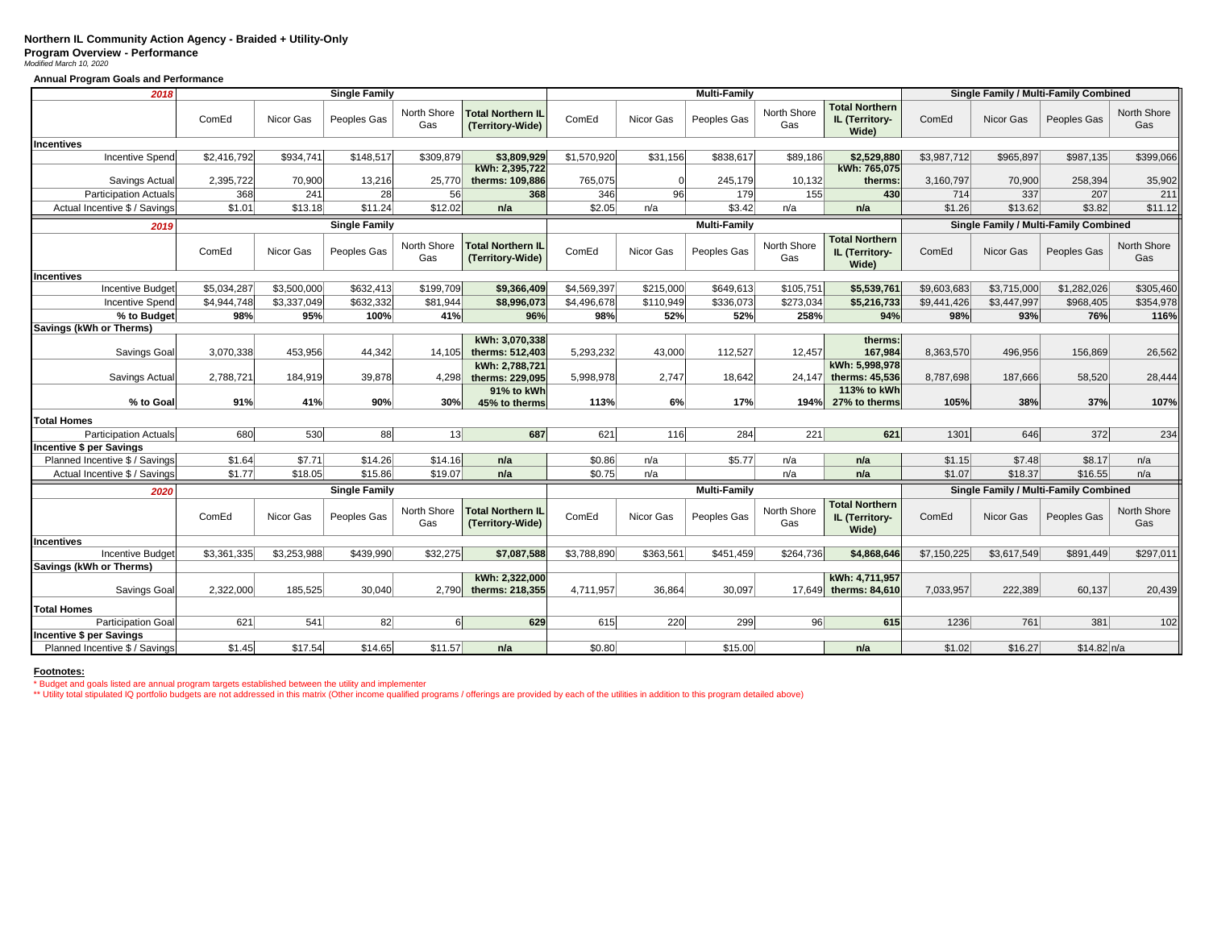**Northern IL Community Action Agency - Braided + Utility-Only**

**Program Overview - Performance**

*Modified March 10, 2020*

**Annual Program Goals and Performance**

| 2018 | Single Family | | | | | Multi-Family | | | | | Single Family / Multi-Family Combined | | | |
|---|---|---|---|---|---|---|---|---|---|---|---|---|---|---|
| | ComEd | Nicor Gas | Peoples Gas | North Shore Gas | Total Northern IL (Territory-Wide) | ComEd | Nicor Gas | Peoples Gas | North Shore Gas | Total Northern IL (Territory-Wide) | ComEd | Nicor Gas | Peoples Gas | North Shore Gas |
| **Incentives** | | | | | | | | | | | | | | |
| Incentive Spend | $2,416,792 | $934,741 | $148,517 | $309,879 | **$3,809,929** | $1,570,920 | $31,156 | $838,617 | $89,186 | **$2,529,880** | $3,987,712 | $965,897 | $987,135 | $399,066 |
| Savings Actual | 2,395,722 | 70,900 | 13,216 | 25,770 | **kWh: 2,395,722 therms: 109,886** | 765,075 | 0 | 245,179 | 10,132 | **kWh: 765,075 therms:** | 3,160,797 | 70,900 | 258,394 | 35,902 |
| Participation Actuals | 368 | 241 | 28 | 56 | **368** | 346 | 96 | 179 | 155 | **430** | 714 | 337 | 207 | 211 |
| Actual Incentive $ / Savings | $1.01 | $13.18 | $11.24 | $12.02 | **n/a** | $2.05 | n/a | $3.42 | n/a | **n/a** | $1.26 | $13.62 | $3.82 | $11.12 |

| 2019 | Single Family | | | | | Multi-Family | | | | | Single Family / Multi-Family Combined | | | |
|---|---|---|---|---|---|---|---|---|---|---|---|---|---|---|
| | ComEd | Nicor Gas | Peoples Gas | North Shore Gas | Total Northern IL (Territory-Wide) | ComEd | Nicor Gas | Peoples Gas | North Shore Gas | Total Northern IL (Territory-Wide) | ComEd | Nicor Gas | Peoples Gas | North Shore Gas |
| **Incentives** | | | | | | | | | | | | | | |
| Incentive Budget | $5,034,287 | $3,500,000 | $632,413 | $199,709 | **$9,366,409** | $4,569,397 | $215,000 | $649,613 | $105,751 | **$5,539,761** | $9,603,683 | $3,715,000 | $1,282,026 | $305,460 |
| Incentive Spend | $4,944,748 | $3,337,049 | $632,332 | $81,944 | **$8,996,073** | $4,496,678 | $110,949 | $336,073 | $273,034 | **$5,216,733** | $9,441,426 | $3,447,997 | $968,405 | $354,978 |
| **% to Budget** | **98%** | **95%** | **100%** | **41%** | **96%** | **98%** | **52%** | **52%** | **258%** | **94%** | **98%** | **93%** | **76%** | **116%** |
| **Savings (kWh or Therms)** | | | | | | | | | | | | | | |
| Savings Goal | 3,070,338 | 453,956 | 44,342 | 14,105 | **kWh: 3,070,338 therms: 512,403** | 5,293,232 | 43,000 | 112,527 | 12,457 | **therms: 167,984** | 8,363,570 | 496,956 | 156,869 | 26,562 |
| Savings Actual | 2,788,721 | 184,919 | 39,878 | 4,298 | **kWh: 2,788,721 therms: 229,095** | 5,998,978 | 2,747 | 18,642 | 24,147 | **kWh: 5,998,978 therms: 45,536** | 8,787,698 | 187,666 | 58,520 | 28,444 |
| **% to Goal** | **91%** | **41%** | **90%** | **30%** | **91% to kWh 45% to therms** | **113%** | **6%** | **17%** | **194%** | **113% to kWh 27% to therms** | **105%** | **38%** | **37%** | **107%** |
| **Total Homes** | | | | | | | | | | | | | | |
| Participation Actuals | 680 | 530 | 88 | 13 | **687** | 621 | 116 | 284 | 221 | **621** | 1301 | 646 | 372 | 234 |
| **Incentive $ per Savings** | | | | | | | | | | | | | | |
| Planned Incentive $ / Savings | $1.64 | $7.71 | $14.26 | $14.16 | **n/a** | $0.86 | n/a | $5.77 | n/a | **n/a** | $1.15 | $7.48 | $8.17 | n/a |
| Actual Incentive $ / Savings | $1.77 | $18.05 | $15.86 | $19.07 | **n/a** | $0.75 | n/a | | n/a | **n/a** | $1.07 | $18.37 | $16.55 | n/a |

| 2020 | Single Family | | | | | Multi-Family | | | | | Single Family / Multi-Family Combined | | | |
|---|---|---|---|---|---|---|---|---|---|---|---|---|---|---|
| | ComEd | Nicor Gas | Peoples Gas | North Shore Gas | Total Northern IL (Territory-Wide) | ComEd | Nicor Gas | Peoples Gas | North Shore Gas | Total Northern IL (Territory-Wide) | ComEd | Nicor Gas | Peoples Gas | North Shore Gas |
| **Incentives** | | | | | | | | | | | | | | |
| Incentive Budget | $3,361,335 | $3,253,988 | $439,990 | $32,275 | **$7,087,588** | $3,788,890 | $363,561 | $451,459 | $264,736 | **$4,868,646** | $7,150,225 | $3,617,549 | $891,449 | $297,011 |
| **Savings (kWh or Therms)** | | | | | | | | | | | | | | |
| Savings Goal | 2,322,000 | 185,525 | 30,040 | 2,790 | **kWh: 2,322,000 therms: 218,355** | 4,711,957 | 36,864 | 30,097 | 17,649 | **kWh: 4,711,957 therms: 84,610** | 7,033,957 | 222,389 | 60,137 | 20,439 |
| **Total Homes** | | | | | | | | | | | | | | |
| Participation Goal | 621 | 541 | 82 | 6 | **629** | 615 | 220 | 299 | 96 | **615** | 1236 | 761 | 381 | 102 |
| **Incentive $ per Savings** | | | | | | | | | | | | | | |
| Planned Incentive $ / Savings | $1.45 | $17.54 | $14.65 | $11.57 | **n/a** | $0.80 | | $15.00 | | **n/a** | $1.02 | $16.27 | $14.82 | n/a |

**Footnotes:**

* Budget and goals listed are annual program targets established between the utility and implementer

** Utility total stipulated IQ portfolio budgets are not addressed in this matrix (Other income qualified programs / offerings are provided by each of the utilities in addition to this program detailed above)